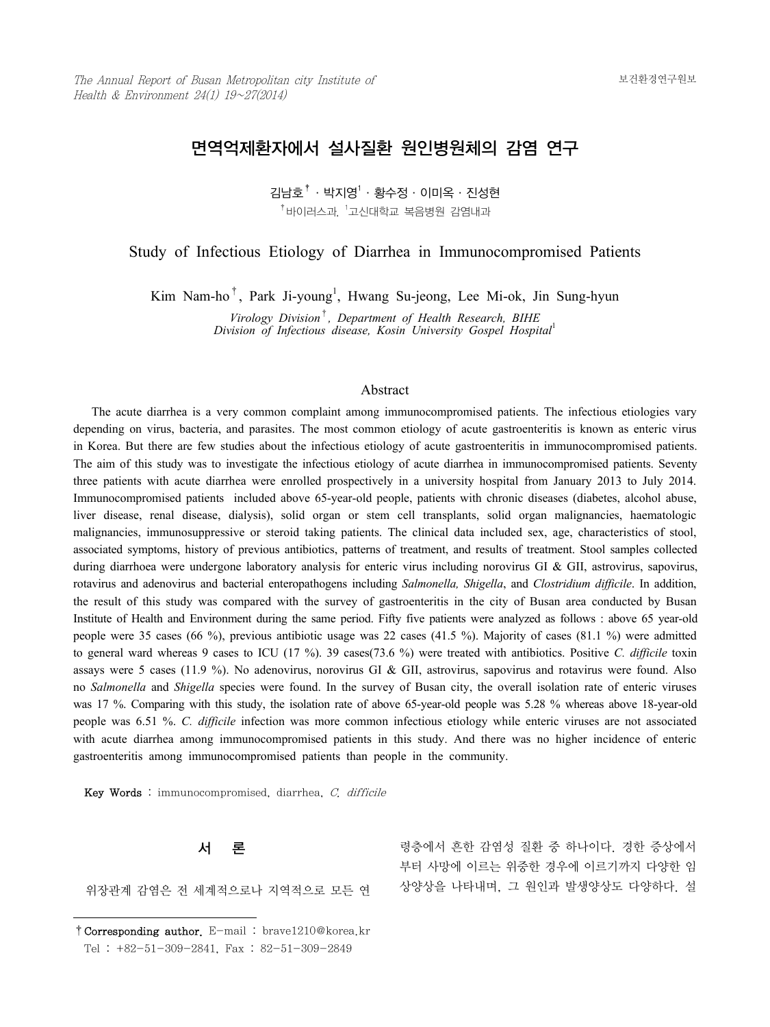# 면역억제환자에서 설사질환 원인병원체의 감염 연구

김남호[†] · 박지영[1] · 황수정 · 이미옥 · 진성현

[†]바이러스과, [1]고신대학교 복음병원 감염내과

# Study of Infectious Etiology of Diarrhea in Immunocompromised Patients

Kim Nam-ho[†], Park Ji-young[1], Hwang Su-jeong, Lee Mi-ok, Jin Sung-hyun

*Virology Division[†], Department of Health Research, BIHE*
*Division of Infectious disease, Kosin University Gospel Hospital[1]*

## Abstract

The acute diarrhea is a very common complaint among immunocompromised patients. The infectious etiologies vary depending on virus, bacteria, and parasites. The most common etiology of acute gastroenteritis is known as enteric virus in Korea. But there are few studies about the infectious etiology of acute gastroenteritis in immunocompromised patients. The aim of this study was to investigate the infectious etiology of acute diarrhea in immunocompromised patients. Seventy three patients with acute diarrhea were enrolled prospectively in a university hospital from January 2013 to July 2014. Immunocompromised patients included above 65-year-old people, patients with chronic diseases (diabetes, alcohol abuse, liver disease, renal disease, dialysis), solid organ or stem cell transplants, solid organ malignancies, haematologic malignancies, immunosuppressive or steroid taking patients. The clinical data included sex, age, characteristics of stool, associated symptoms, history of previous antibiotics, patterns of treatment, and results of treatment. Stool samples collected during diarrhoea were undergone laboratory analysis for enteric virus including norovirus GI & GII, astrovirus, sapovirus, rotavirus and adenovirus and bacterial enteropathogens including *Salmonella, Shigella*, and *Clostridium difficile*. In addition, the result of this study was compared with the survey of gastroenteritis in the city of Busan area conducted by Busan Institute of Health and Environment during the same period. Fifty five patients were analyzed as follows : above 65 year-old people were 35 cases (66 %), previous antibiotic usage was 22 cases (41.5 %). Majority of cases (81.1 %) were admitted to general ward whereas 9 cases to ICU (17 %). 39 cases(73.6 %) were treated with antibiotics. Positive *C. difficile* toxin assays were 5 cases (11.9 %). No adenovirus, norovirus GI & GII, astrovirus, sapovirus and rotavirus were found. Also no *Salmonella* and *Shigella* species were found. In the survey of Busan city, the overall isolation rate of enteric viruses was 17 %. Comparing with this study, the isolation rate of above 65-year-old people was 5.28 % whereas above 18-year-old people was 6.51 %. *C. difficile* infection was more common infectious etiology while enteric viruses are not associated with acute diarrhea among immunocompromised patients in this study. And there was no higher incidence of enteric gastroenteritis among immunocompromised patients than people in the community.

**Key Words** : immunocompromised, diarrhea, *C. difficile*

## 서 론

위장관계 감염은 전 세계적으로나 지역적으로 모든 연령층에서 흔한 감염성 질환 중 하나이다. 경한 증상에서부터 사망에 이르는 위중한 경우에 이르기까지 다양한 임상양상을 나타내며, 그 원인과 발생양상도 다양하다. 설

† **Corresponding author.** E-mail : brave1210@korea.kr
Tel : +82-51-309-2841, Fax : 82-51-309-2849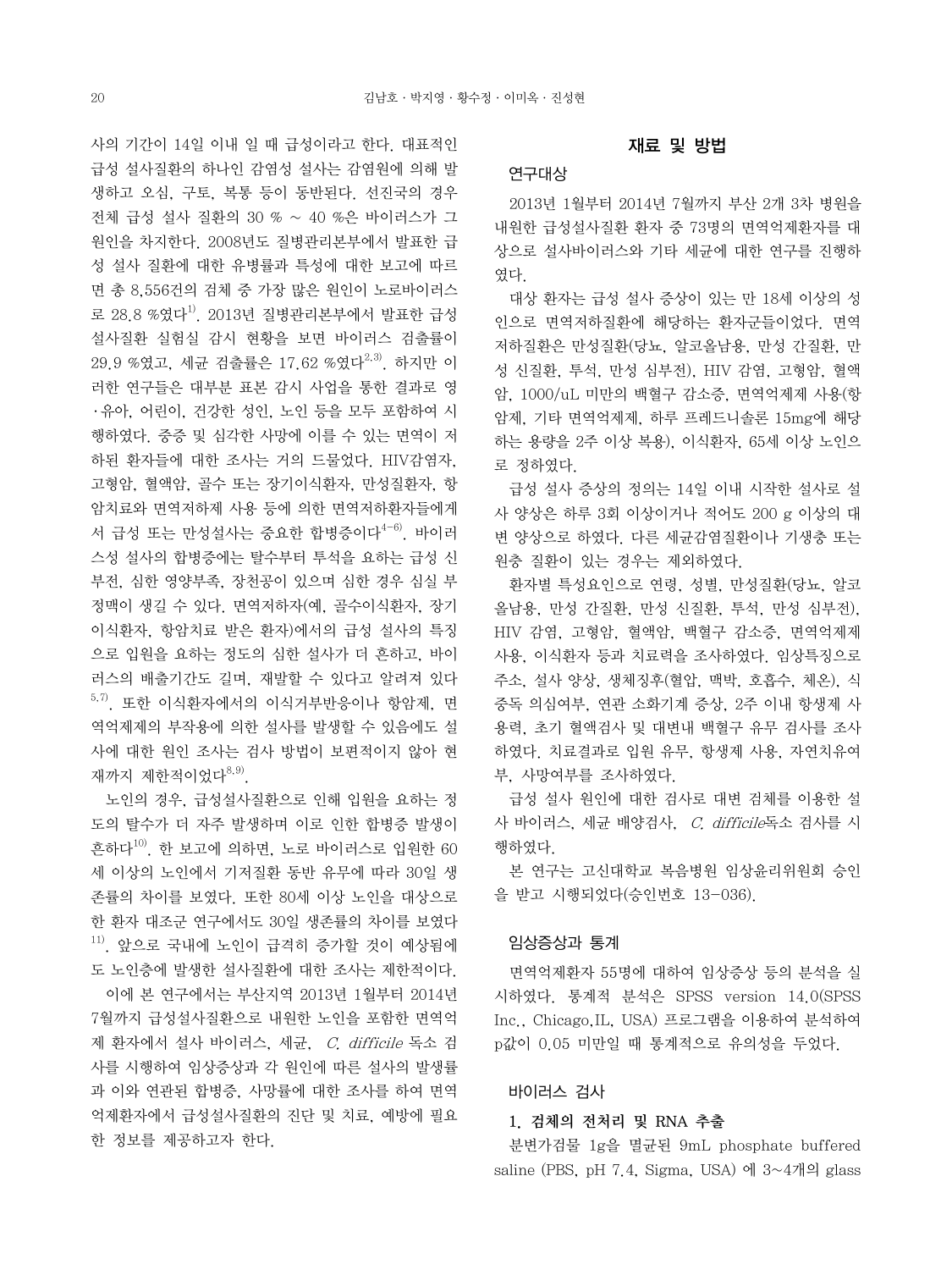사의 기간이 14일 이내 일 때 급성이라고 한다. 대표적인 급성 설사질환의 하나인 감염성 설사는 감염원에 의해 발생하고 오심, 구토, 복통 등이 동반된다. 선진국의 경우 전체 급성 설사 질환의 30 % ~ 40 %은 바이러스가 그 원인을 차지한다. 2008년도 질병관리본부에서 발표한 급성 설사 질환에 대한 유병률과 특성에 대한 보고에 따르면 총 8,556건의 검체 중 가장 많은 원인이 노로바이러스로 28.8 %였다[1]. 2013년 질병관리본부에서 발표한 급성 설사질환 실험실 감시 현황을 보면 바이러스 검출률이 29.9 %였고, 세균 검출률은 17.62 %였다[2,3]. 하지만 이러한 연구들은 대부분 표본 감시 사업을 통한 결과로 영·유아, 어린이, 건강한 성인, 노인 등을 모두 포함하여 시행하였다. 중증 및 심각한 사망에 이를 수 있는 면역이 저하된 환자들에 대한 조사는 거의 드물었다. HIV감염자, 고형암, 혈액암, 골수 또는 장기이식환자, 만성질환자, 항암치료와 면역저하제 사용 등에 의한 면역저하환자들에게서 급성 또는 만성설사는 중요한 합병증이다[4-6]. 바이러스성 설사의 합병증에는 탈수부터 투석을 요하는 급성 신부전, 심한 영양부족, 장천공이 있으며 심한 경우 심실 부정맥이 생길 수 있다. 면역저하자(예, 골수이식환자, 장기이식환자, 항암치료 받은 환자)에서의 급성 설사의 특징으로 입원을 요하는 정도의 심한 설사가 더 흔하고, 바이러스의 배출기간도 길며, 재발할 수 있다고 알려져 있다[5,7]. 또한 이식환자에서의 이식거부반응이나 항암제, 면역제제의 부작용에 의한 설사를 발생할 수 있음에도 설사에 대한 원인 조사는 검사 방법이 보편적이지 않아 현재까지 제한적이었다[8,9].

노인의 경우, 급성설사질환으로 인해 입원을 요하는 정도의 탈수가 더 자주 발생하며 이로 인한 합병증 발생이 흔하다[10]. 한 보고에 의하면, 노로 바이러스로 입원한 60세 이상의 노인에서 기저질환 동반 유무에 따라 30일 생존률의 차이를 보였다. 또한 80세 이상 노인을 대상으로 한 환자 대조군 연구에서도 30일 생존률의 차이를 보였다[11]. 앞으로 국내에 노인이 급격히 증가할 것이 예상됨에도 노인층에 발생한 설사질환에 대한 조사는 제한적이다.

이에 본 연구에서는 부산지역 2013년 1월부터 2014년 7월까지 급성설사질환으로 내원한 노인을 포함한 면역억제 환자에서 설사 바이러스, 세균, *C. difficile* 독소 검사를 시행하여 임상증상과 각 원인에 따른 설사의 발생률과 이와 연관된 합병증, 사망률에 대한 조사를 하여 면역억제환자에서 급성설사질환의 진단 및 치료, 예방에 필요한 정보를 제공하고자 한다.

## 재료 및 방법

### 연구대상

2013년 1월부터 2014년 7월까지 부산 2개 3차 병원을 내원한 급성설사질환 환자 중 73명의 면역억제환자를 대상으로 설사바이러스와 기타 세균에 대한 연구를 진행하였다.

대상 환자는 급성 설사 증상이 있는 만 18세 이상의 성인으로 면역저하질환에 해당하는 환자군들이었다. 면역저하질환은 만성질환(당뇨, 알코올남용, 만성 간질환, 만성 신질환, 투석, 만성 심부전), HIV 감염, 고형암, 혈액암, 1000/uL 미만의 백혈구 감소증, 면역억제제 사용(항암제, 기타 면역억제제, 하루 프레드니솔론 15mg에 해당하는 용량을 2주 이상 복용), 이식환자, 65세 이상 노인으로 정하였다.

급성 설사 증상의 정의는 14일 이내 시작한 설사로 설사 양상은 하루 3회 이상이거나 적어도 200 g 이상의 대변 양상으로 하였다. 다른 세균감염질환이나 기생충 또는 원충 질환이 있는 경우는 제외하였다.

환자별 특성요인으로 연령, 성별, 만성질환(당뇨, 알코올남용, 만성 간질환, 만성 신질환, 투석, 만성 심부전), HIV 감염, 고형암, 혈액암, 백혈구 감소증, 면역억제제 사용, 이식환자 등과 치료력을 조사하였다. 임상특징으로 주소, 설사 양상, 생체징후(혈압, 맥박, 호흡수, 체온), 식중독 의심여부, 연관 소화기계 증상, 2주 이내 항생제 사용력, 초기 혈액검사 및 대변내 백혈구 유무 검사를 조사하였다. 치료결과로 입원 유무, 항생제 사용, 자연치유여부, 사망여부를 조사하였다.

급성 설사 원인에 대한 검사로 대변 검체를 이용한 설사 바이러스, 세균 배양검사, *C. difficile*독소 검사를 시행하였다.

본 연구는 고신대학교 복음병원 임상윤리위원회 승인을 받고 시행되었다(승인번호 13-036).

### 임상증상과 통계

면역억제환자 55명에 대하여 임상증상 등의 분석을 실시하였다. 통계적 분석은 SPSS version 14.0(SPSS Inc., Chicago,IL, USA) 프로그램을 이용하여 분석하여 p값이 0.05 미만일 때 통계적으로 유의성을 두었다.

### 바이러스 검사

#### 1. 검체의 전처리 및 RNA 추출

분변가검물 1g을 멸균된 9mL phosphate buffered saline (PBS, pH 7.4, Sigma, USA) 에 3~4개의 glass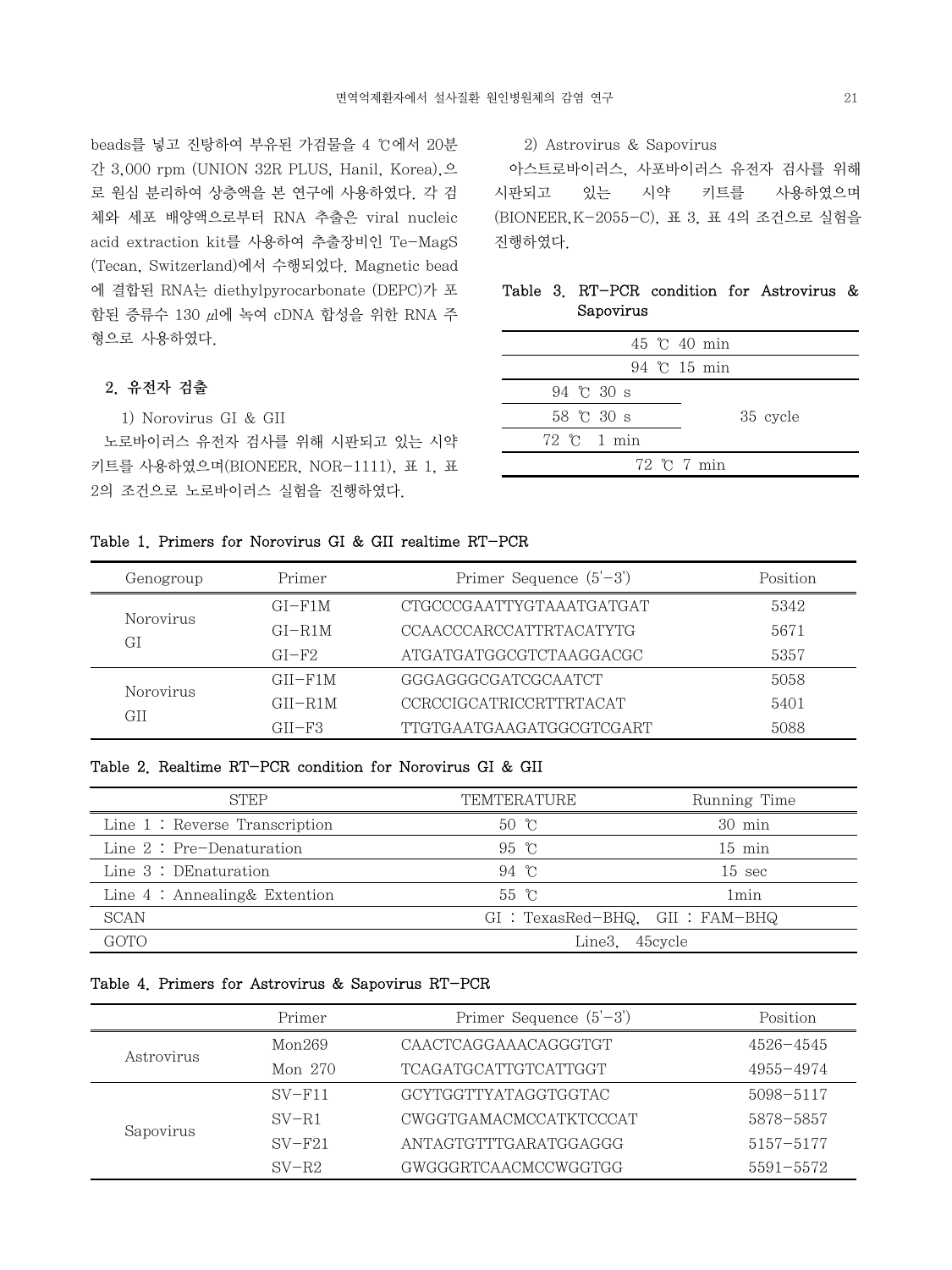beads를 넣고 진탕하여 부유된 가검물을 4 ℃에서 20분간 3,000 rpm (UNION 32R PLUS, Hanil, Korea),으로 원심 분리하여 상층액을 본 연구에 사용하였다. 각 검체와 세포 배양액으로부터 RNA 추출은 viral nucleic acid extraction kit를 사용하여 추출장비인 Te-MagS (Tecan, Switzerland)에서 수행되었다. Magnetic bead에 결합된 RNA는 diethylpyrocarbonate (DEPC)가 포함된 증류수 130 ㎕에 녹여 cDNA 합성을 위한 RNA 주형으로 사용하였다.

## 2. 유전자 검출

### 1) Norovirus GI & GII

노로바이러스 유전자 검사를 위해 시판되고 있는 시약키트를 사용하였으며(BIONEER, NOR-1111), 표 1, 표 2의 조건으로 노로바이러스 실험을 진행하였다.

### 2) Astrovirus & Sapovirus

아스트로바이러스, 사포바이러스 유전자 검사를 위해 시판되고 있는 시약 키트를 사용하였으며 (BIONEER,K-2055-C), 표 3, 표 4의 조건으로 실험을 진행하였다.

**Table 3. RT-PCR condition for Astrovirus & Sapovirus**

| | |
|---|---|
| 45 ℃ 40 min | |
| 94 ℃ 15 min | |
| 94 ℃ 30 s | 35 cycle |
| 58 ℃ 30 s | |
| 72 ℃ 1 min | |
| 72 ℃ 7 min | |

**Table 1. Primers for Norovirus GI & GII realtime RT-PCR**

| Genogroup | Primer | Primer Sequence (5'-3') | Position |
|---|---|---|---|
| Norovirus GI | GI-F1M | CTGCCCGAATTYGTAAATGATGAT | 5342 |
| | GI-R1M | CCAACCCARCCATTRTACATYTG | 5671 |
| | GI-F2 | ATGATGATGGCGTCTAAGGACGC | 5357 |
| Norovirus GII | GII-F1M | GGGAGGGCGATCGCAATCT | 5058 |
| | GII-R1M | CCRCCIGCATRICCRTTRTACAT | 5401 |
| | GII-F3 | TTGTGAATGAAGATGGCGTCGART | 5088 |

**Table 2. Realtime RT-PCR condition for Norovirus GI & GII**

| STEP | TEMTERATURE | Running Time |
|---|---|---|
| Line 1 : Reverse Transcription | 50 ℃ | 30 min |
| Line 2 : Pre-Denaturation | 95 ℃ | 15 min |
| Line 3 : DEnaturation | 94 ℃ | 15 sec |
| Line 4 : Annealing& Extention | 55 ℃ | 1min |
| SCAN | GI : TexasRed-BHQ, GII : FAM-BHQ | |
| GOTO | Line3, 45cycle | |

**Table 4. Primers for Astrovirus & Sapovirus RT-PCR**

| | Primer | Primer Sequence (5'-3') | Position |
|---|---|---|---|
| Astrovirus | Mon269 | CAACTCAGGAAACAGGGTGT | 4526-4545 |
| | Mon 270 | TCAGATGCATTGTCATTGGT | 4955-4974 |
| Sapovirus | SV-F11 | GCYTGGTTYATAGGTGGTAC | 5098-5117 |
| | SV-R1 | CWGGTGAMACMCCATKTCCCAT | 5878-5857 |
| | SV-F21 | ANTAGTGTTTGARATGGAGGG | 5157-5177 |
| | SV-R2 | GWGGGRTCAACMCCWGGTGG | 5591-5572 |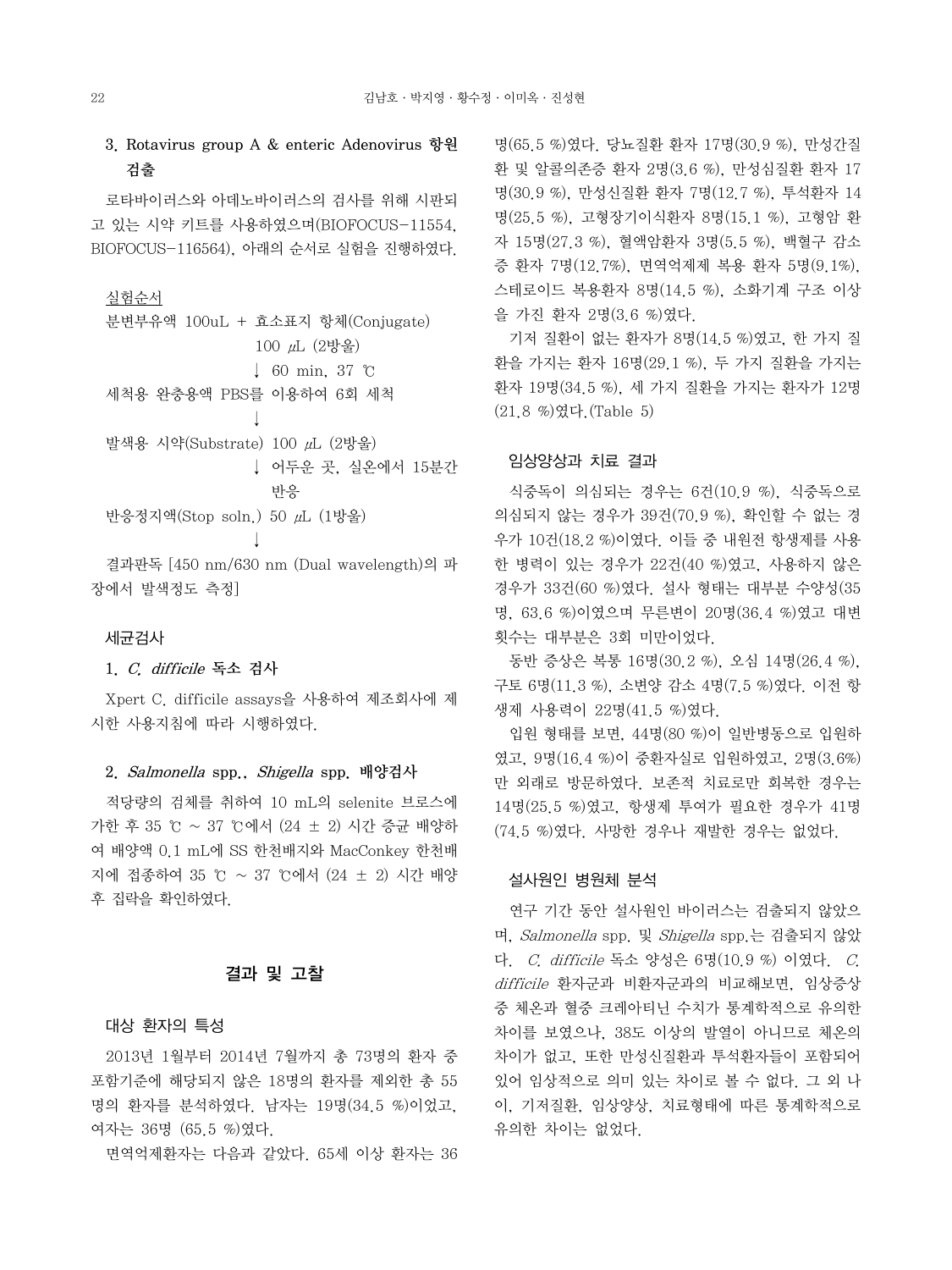### 3. Rotavirus group A & enteric Adenovirus 항원 검출

로타바이러스와 아데노바이러스의 검사를 위해 시판되고 있는 시약 키트를 사용하였으며(BIOFOCUS-11554, BIOFOCUS-116564), 아래의 순서로 실험을 진행하였다.

실험순서

분변부유액 100uL + 효소표지 항체(Conjugate) 100 μL (2방울)

↓ 60 min, 37 ℃

세척용 완충용액 PBS를 이용하여 6회 세척

↓

발색용 시약(Substrate) 100 μL (2방울)

↓ 어두운 곳, 실온에서 15분간 반응

반응정지액(Stop soln.) 50 μL (1방울)

↓

결과판독 [450 nm/630 nm (Dual wavelength)의 파장에서 발색정도 측정]

## 세균검사

### 1. *C. difficile* 독소 검사

Xpert C. difficile assays을 사용하여 제조회사에 제시한 사용지침에 따라 시행하였다.

### 2. *Salmonella* spp., *Shigella* spp. 배양검사

적당량의 검체를 취하여 10 mL의 selenite 브로스에 가한 후 35 ℃ ~ 37 ℃에서 (24 ± 2) 시간 증균 배양하여 배양액 0.1 mL에 SS 한천배지와 MacConkey 한천배지에 접종하여 35 ℃ ~ 37 ℃에서 (24 ± 2) 시간 배양 후 집락을 확인하였다.

# 결과 및 고찰

## 대상 환자의 특성

2013년 1월부터 2014년 7월까지 총 73명의 환자 중 포함기준에 해당되지 않은 18명의 환자를 제외한 총 55명의 환자를 분석하였다. 남자는 19명(34.5 %)이었고, 여자는 36명 (65.5 %)였다.

면역억제환자는 다음과 같았다. 65세 이상 환자는 36명(65.5 %)였다. 당뇨질환 환자 17명(30.9 %), 만성간질환 및 알콜의존증 환자 2명(3.6 %), 만성심질환 환자 17명(30.9 %), 만성신질환 환자 7명(12.7 %), 투석환자 14명(25.5 %), 고형장기이식환자 8명(15.1 %), 고형암 환자 15명(27.3 %), 혈액암환자 3명(5.5 %), 백혈구 감소증 환자 7명(12.7%), 면역억제제 복용 환자 5명(9.1%), 스테로이드 복용환자 8명(14.5 %), 소화기계 구조 이상을 가진 환자 2명(3.6 %)였다.

기저 질환이 없는 환자가 8명(14.5 %)였고, 한 가지 질환을 가지는 환자 16명(29.1 %), 두 가지 질환을 가지는 환자 19명(34.5 %), 세 가지 질환을 가지는 환자가 12명(21.8 %)였다.(Table 5)

## 임상양상과 치료 결과

식중독이 의심되는 경우는 6건(10.9 %), 식중독으로 의심되지 않는 경우가 39건(70.9 %), 확인할 수 없는 경우가 10건(18.2 %)이였다. 이들 중 내원전 항생제를 사용한 병력이 있는 경우가 22건(40 %)였고, 사용하지 않은 경우가 33건(60 %)였다. 설사 형태는 대부분 수양성(35명, 63.6 %)이였으며 무른변이 20명(36.4 %)였고 대변 횟수는 대부분은 3회 미만이었다.

동반 증상은 복통 16명(30.2 %), 오심 14명(26.4 %), 구토 6명(11.3 %), 소변양 감소 4명(7.5 %)였다. 이전 항생제 사용력이 22명(41.5 %)였다.

입원 형태를 보면, 44명(80 %)이 일반병동으로 입원하였고, 9명(16.4 %)이 중환자실로 입원하였고, 2명(3.6%)만 외래로 방문하였다. 보존적 치료로만 회복한 경우는 14명(25.5 %)였고, 항생제 투여가 필요한 경우가 41명(74.5 %)였다. 사망한 경우나 재발한 경우는 없었다.

## 설사원인 병원체 분석

연구 기간 동안 설사원인 바이러스는 검출되지 않았으며, *Salmonella* spp. 및 *Shigella* spp.는 검출되지 않았다. *C. difficile* 독소 양성은 6명(10.9 %) 이었다. *C. difficile* 환자군과 비환자군과의 비교해보면, 임상증상 중 체온과 혈중 크레아티닌 수치가 통계학적으로 유의한 차이를 보였으나, 38도 이상의 발열이 아니므로 체온의 차이가 없고, 또한 만성신질환과 투석환자들이 포함되어 있어 임상적으로 의미 있는 차이로 볼 수 없다. 그 외 나이, 기저질환, 임상양상, 치료형태에 따른 통계학적으로 유의한 차이는 없었다.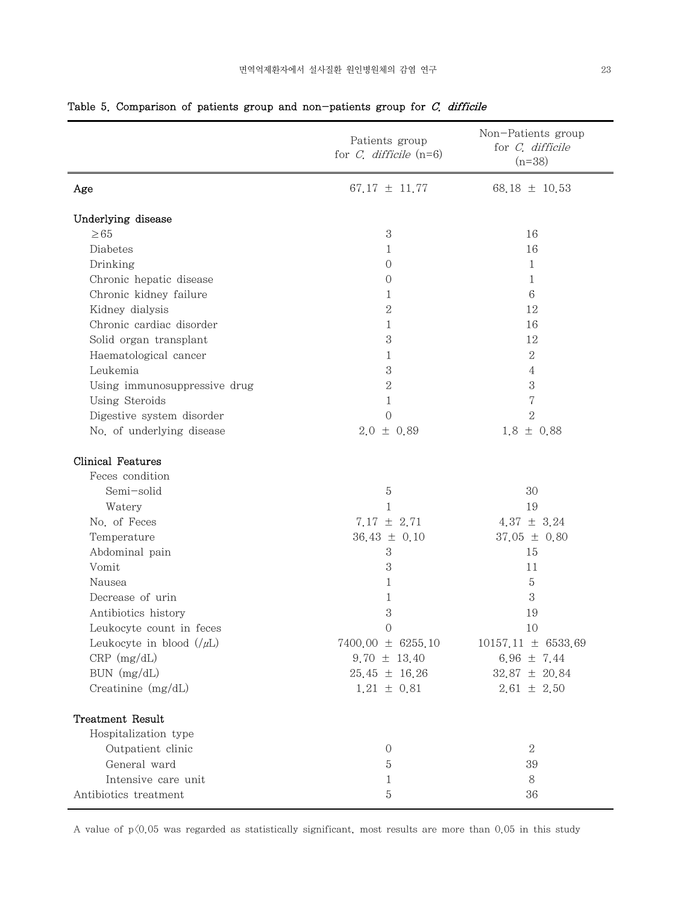**Table 5. Comparison of patients group and non-patients group for *C. difficile***

| | Patients group for *C. difficile* (n=6) | Non-Patients group for *C. difficile* (n=38) |
|---|---|---|
| **Age** | 67.17 ± 11.77 | 68.18 ± 10.53 |
| **Underlying disease** | | |
| ≥65 | 3 | 16 |
| Diabetes | 1 | 16 |
| Drinking | 0 | 1 |
| Chronic hepatic disease | 0 | 1 |
| Chronic kidney failure | 1 | 6 |
| Kidney dialysis | 2 | 12 |
| Chronic cardiac disorder | 1 | 16 |
| Solid organ transplant | 3 | 12 |
| Haematological cancer | 1 | 2 |
| Leukemia | 3 | 4 |
| Using immunosuppressive drug | 2 | 3 |
| Using Steroids | 1 | 7 |
| Digestive system disorder | 0 | 2 |
| No. of underlying disease | 2.0 ± 0.89 | 1.8 ± 0.88 |
| **Clinical Features** | | |
| Feces condition | | |
| Semi-solid | 5 | 30 |
| Watery | 1 | 19 |
| No. of Feces | 7.17 ± 2.71 | 4.37 ± 3.24 |
| Temperature | 36.43 ± 0.10 | 37.05 ± 0.80 |
| Abdominal pain | 3 | 15 |
| Vomit | 3 | 11 |
| Nausea | 1 | 5 |
| Decrease of urin | 1 | 3 |
| Antibiotics history | 3 | 19 |
| Leukocyte count in feces | 0 | 10 |
| Leukocyte in blood (/μL) | 7400.00 ± 6255.10 | 10157.11 ± 6533.69 |
| CRP (mg/dL) | 9.70 ± 13.40 | 6.96 ± 7.44 |
| BUN (mg/dL) | 25.45 ± 16.26 | 32.87 ± 20.84 |
| Creatinine (mg/dL) | 1.21 ± 0.81 | 2.61 ± 2.50 |
| **Treatment Result** | | |
| Hospitalization type | | |
| Outpatient clinic | 0 | 2 |
| General ward | 5 | 39 |
| Intensive care unit | 1 | 8 |
| Antibiotics treatment | 5 | 36 |

A value of $p<0.05$ was regarded as statistically significant, most results are more than 0.05 in this study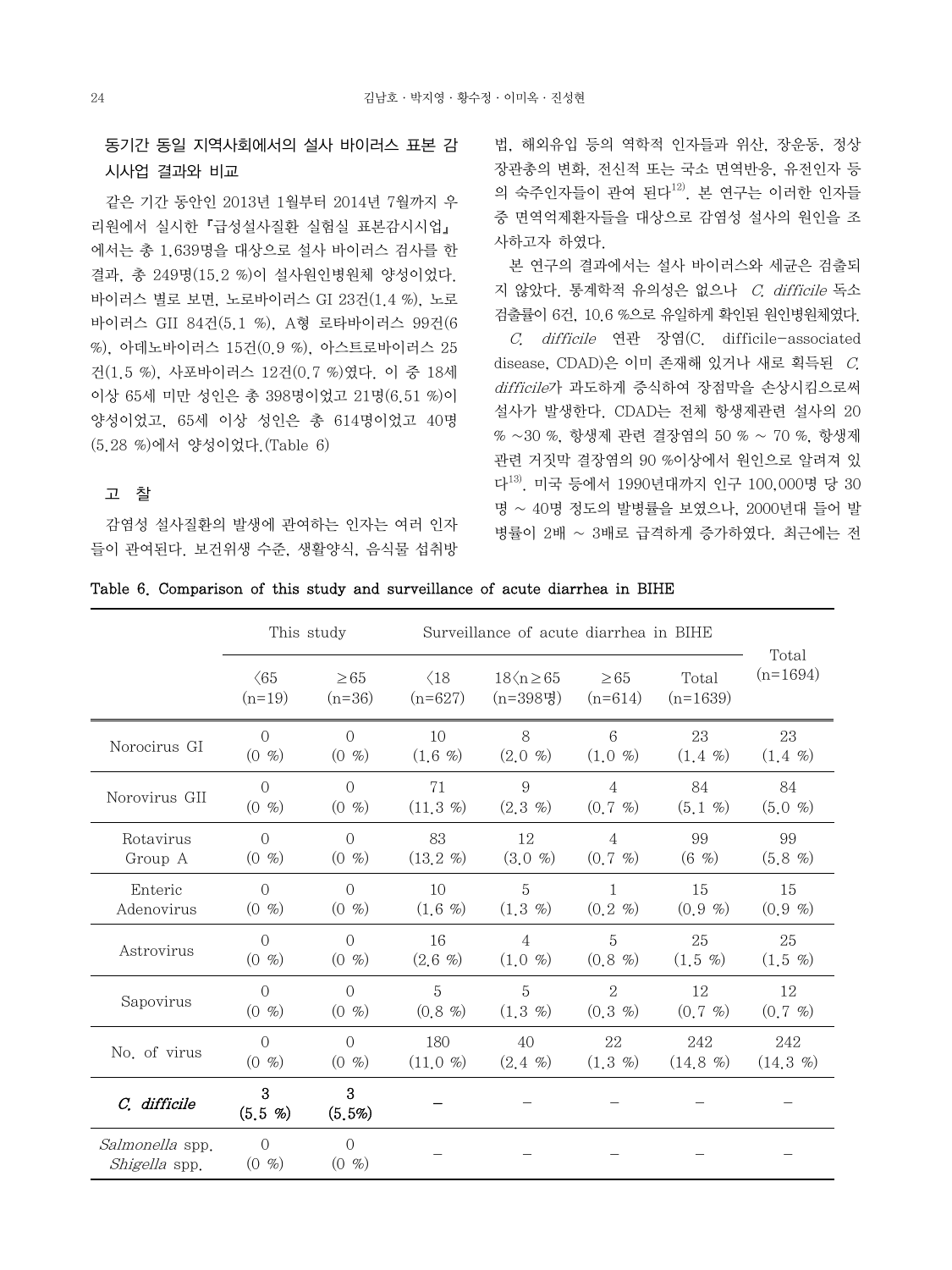### 동기간 동일 지역사회에서의 설사 바이러스 표본 감시사업 결과와 비교

같은 기간 동안인 2013년 1월부터 2014년 7월까지 우리원에서 실시한 『급성설사질환 실험실 표본감시사업』에서는 총 1,639명을 대상으로 설사 바이러스 검사를 한 결과, 총 249명(15.2 %)이 설사원인병원체 양성이었다. 바이러스 별로 보면, 노로바이러스 GI 23건(1.4 %), 노로바이러스 GII 84건(5.1 %), A형 로타바이러스 99건(6 %), 아데노바이러스 15건(0.9 %), 아스트로바이러스 25건(1.5 %), 사포바이러스 12건(0.7 %)였다. 이 중 18세 이상 65세 미만 성인은 총 398명이었고 21명(6.51 %)이 양성이었고, 65세 이상 성인은 총 614명이었고 40명(5.28 %)에서 양성이었다.(Table 6)

## 고 찰

감염성 설사질환의 발생에 관여하는 인자는 여러 인자들이 관여된다. 보건위생 수준, 생활양식, 음식물 섭취방법, 해외유입 등의 역학적 인자들과 위산, 장운동, 정상 장관총의 변화, 전신적 또는 국소 면역반응, 유전인자 등의 숙주인자들이 관여 된다[12]. 본 연구는 이러한 인자들 중 면역억제환자들을 대상으로 감염성 설사의 원인을 조사하고자 하였다.

본 연구의 결과에서는 설사 바이러스와 세균은 검출되지 않았다. 통계학적 유의성은 없으나 *C. difficile* 독소 검출률이 6건, 10.6 %으로 유일하게 확인된 원인병원체였다.

*C. difficile* 연관 장염(C. difficile-associated disease, CDAD)은 이미 존재해 있거나 새로 획득된 *C. difficile*가 과도하게 증식하여 장점막을 손상시킴으로써 설사가 발생한다. CDAD는 전체 항생제관련 설사의 20 % ~30 %, 항생제 관련 결장염의 50 % ~ 70 %, 항생제 관련 거짓막 결장염의 90 %이상에서 원인으로 알려져 있다[13]. 미국 등에서 1990년대까지 인구 100,000명 당 30명 ~ 40명 정도의 발병률을 보였으나, 2000년대 들어 발병률이 2배 ~ 3배로 급격하게 증가하였다. 최근에는 전

**Table 6. Comparison of this study and surveillance of acute diarrhea in BIHE**

| | This study | | Surveillance of acute diarrhea in BIHE | | | | Total (n=1694) |
|---|---|---|---|---|---|---|---|
| | 〈65 (n=19) | ≥65 (n=36) | 〈18 (n=627) | 18〈n≥65 (n=398명) | ≥65 (n=614) | Total (n=1639) | |
| Norocirus GI | 0 (0 %) | 0 (0 %) | 10 (1.6 %) | 8 (2.0 %) | 6 (1.0 %) | 23 (1.4 %) | 23 (1.4 %) |
| Norovirus GII | 0 (0 %) | 0 (0 %) | 71 (11.3 %) | 9 (2.3 %) | 4 (0.7 %) | 84 (5.1 %) | 84 (5.0 %) |
| Rotavirus Group A | 0 (0 %) | 0 (0 %) | 83 (13.2 %) | 12 (3.0 %) | 4 (0.7 %) | 99 (6 %) | 99 (5.8 %) |
| Enteric Adenovirus | 0 (0 %) | 0 (0 %) | 10 (1.6 %) | 5 (1.3 %) | 1 (0.2 %) | 15 (0.9 %) | 15 (0.9 %) |
| Astrovirus | 0 (0 %) | 0 (0 %) | 16 (2.6 %) | 4 (1.0 %) | 5 (0.8 %) | 25 (1.5 %) | 25 (1.5 %) |
| Sapovirus | 0 (0 %) | 0 (0 %) | 5 (0.8 %) | 5 (1.3 %) | 2 (0.3 %) | 12 (0.7 %) | 12 (0.7 %) |
| No. of virus | 0 (0 %) | 0 (0 %) | 180 (11.0 %) | 40 (2.4 %) | 22 (1.3 %) | 242 (14.8 %) | 242 (14.3 %) |
| ***C. difficile*** | **3 (5.5 %)** | **3 (5.5%)** | – | – | – | – | – |
| *Salmonella* spp. *Shigella* spp. | 0 (0 %) | 0 (0 %) | – | – | – | – | – |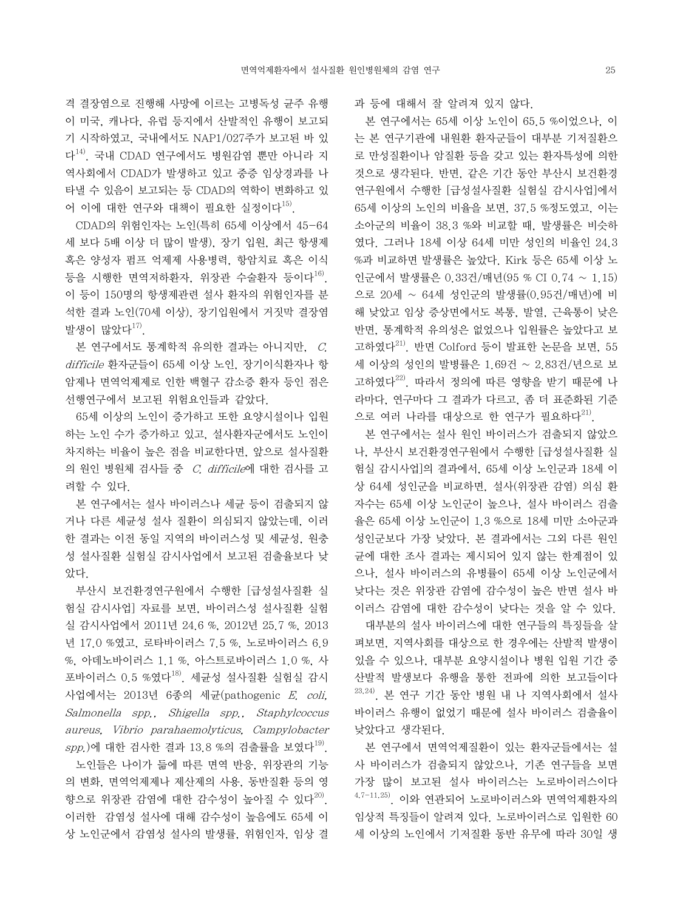격 결장염으로 진행해 사망에 이르는 고병독성 균주 유행이 미국, 캐나다, 유럽 등지에서 산발적인 유행이 보고되기 시작하였고, 국내에서도 NAP1/027주가 보고된 바 있다[14]. 국내 CDAD 연구에서도 병원감염 뿐만 아니라 지역사회에서 CDAD가 발생하고 있고 중증 임상경과를 나타낼 수 있음이 보고되는 등 CDAD의 역학이 변화하고 있어 이에 대한 연구와 대책이 필요한 실정이다[15].

CDAD의 위험인자는 노인(특히 65세 이상에서 45-64세 보다 5배 이상 더 많이 발생), 장기 입원, 최근 항생제 혹은 양성자 펌프 억제제 사용병력, 항암치료 혹은 이식 등을 시행한 면역저하환자, 위장관 수술환자 등이다[16]. 이 등이 150명의 항생제관련 설사 환자의 위험인자를 분석한 결과 노인(70세 이상), 장기입원에서 거짓막 결장염 발생이 많았다[17].

본 연구에서도 통계학적 유의한 결과는 아니지만, *C. difficile* 환자군들이 65세 이상 노인, 장기이식환자나 항암제나 면역억제제로 인한 백혈구 감소증 환자 등인 점은 선행연구에서 보고된 위험요인들과 같았다.

65세 이상의 노인이 증가하고 또한 요양시설이나 입원하는 노인 수가 증가하고 있고, 설사환자군에서도 노인이 차지하는 비율이 높은 점을 비교한다면, 앞으로 설사질환의 원인 병원체 검사들 중 *C. difficile*에 대한 검사를 고려할 수 있다.

본 연구에서는 설사 바이러스나 세균 등이 검출되지 않거나 다른 세균성 설사 질환이 의심되지 않았는데, 이러한 결과는 이전 동일 지역의 바이러스성 및 세균성, 원충성 설사질환 실험실 감시사업에서 보고된 검출율보다 낮았다.

부산시 보건환경연구원에서 수행한 [급성설사질환 실험실 감시사업] 자료를 보면, 바이러스성 설사질환 실험실 감시사업에서 2011년 24.6 %, 2012년 25.7 %, 2013년 17.0 %였고, 로타바이러스 7.5 %, 노로바이러스 6.9 %, 아데노바이러스 1.1 %, 아스트로바이러스 1.0 %, 사포바이러스 0.5 %였다[18]. 세균성 설사질환 실험실 감시사업에서는 2013년 6종의 세균(pathogenic *E. coli, Salmonella spp., Shigella spp., Staphylcoccus aureus, Vibrio parahaemolyticus, Campylobacter spp.*)에 대한 검사한 결과 13.8 %의 검출률을 보였다[19].

노인들은 나이가 듦에 따른 면역 반응, 위장관의 기능의 변화, 면역억제제나 제산제의 사용, 동반질환 등의 영향으로 위장관 감염에 대한 감수성이 높아질 수 있다[20]. 이러한 감염성 설사에 대해 감수성이 높음에도 65세 이상 노인군에서 감염성 설사의 발생률, 위험인자, 임상 결과 등에 대해서 잘 알려져 있지 않다.

본 연구에서는 65세 이상 노인이 65.5 %이었으나, 이는 본 연구기관에 내원한 환자군들이 대부분 기저질환으로 만성질환이나 암질환 등을 갖고 있는 환자특성에 의한 것으로 생각된다. 반면, 같은 기간 동안 부산시 보건환경연구원에서 수행한 [급성설사질환 실험실 감시사업]에서 65세 이상의 노인의 비율을 보면, 37.5 %정도였고, 이는 소아군의 비율이 38.3 %와 비교할 때, 발생률은 비슷하였다. 그러나 18세 이상 64세 미만 성인의 비율인 24.3 %과 비교하면 발생률은 높았다. Kirk 등은 65세 이상 노인군에서 발생률은 0.33건/매년(95 % CI 0.74 ~ 1.15)으로 20세 ~ 64세 성인군의 발생률(0.95건/매년)에 비해 낮았고 임상 증상면에서도 복통, 발열, 근육통이 낮은 반면, 통계학적 유의성은 없었으나 입원률은 높았다고 보고하였다[21]. 반면 Colford 등이 발표한 논문을 보면, 55세 이상의 성인의 발병률은 1.69건 ~ 2.83건/년으로 보고하였다[22]. 따라서 정의에 따른 영향을 받기 때문에 나라마다, 연구마다 그 결과가 다르고, 좀 더 표준화된 기준으로 여러 나라를 대상으로 한 연구가 필요하다[21].

본 연구에서는 설사 원인 바이러스가 검출되지 않았으나, 부산시 보건환경연구원에서 수행한 [급성설사질환 실험실 감시사업]의 결과에서, 65세 이상 노인군과 18세 이상 64세 성인군을 비교하면, 설사(위장관 감염) 의심 환자수는 65세 이상 노인군이 높으나, 설사 바이러스 검출율은 65세 이상 노인군이 1.3 %으로 18세 미만 소아군과 성인군보다 가장 낮았다. 본 결과에서는 그외 다른 원인균에 대한 조사 결과는 제시되어 있지 않는 한계점이 있으나, 설사 바이러스의 유병률이 65세 이상 노인군에서 낮다는 것은 위장관 감염에 감수성이 높은 반면 설사 바이러스 감염에 대한 감수성이 낮다는 것을 알 수 있다.

대부분의 설사 바이러스에 대한 연구들의 특징들을 살펴보면, 지역사회를 대상으로 한 경우에는 산발적 발생이 있을 수 있으나, 대부분 요양시설이나 병원 입원 기간 중 산발적 발생보다 유행을 통한 전파에 의한 보고들이다[23,24]. 본 연구 기간 동안 병원 내 나 지역사회에서 설사 바이러스 유행이 없었기 때문에 설사 바이러스 검출율이 낮았다고 생각된다.

본 연구에서 면역억제질환이 있는 환자군들에서는 설사 바이러스가 검출되지 않았으나, 기존 연구들을 보면 가장 많이 보고된 설사 바이러스는 노로바이러스이다[4,7-11,25]. 이와 연관되어 노로바이러스와 면역억제환자의 임상적 특징들이 알려져 있다. 노로바이러스로 입원한 60세 이상의 노인에서 기저질환 동반 유무에 따라 30일 생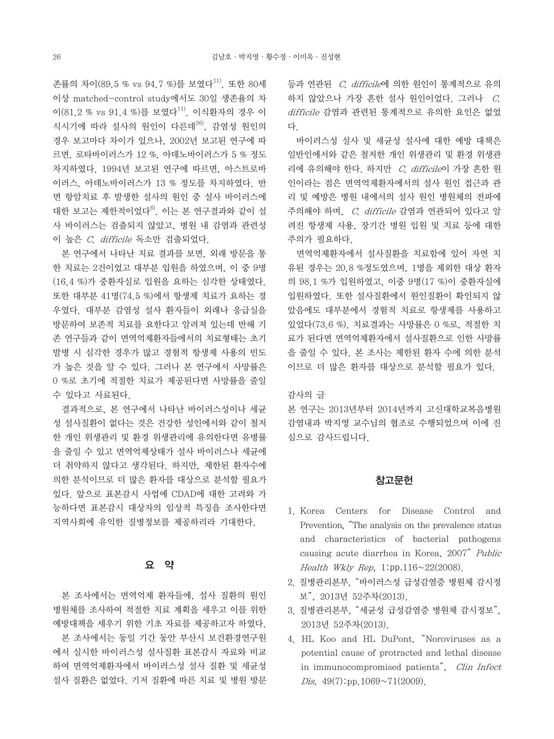존률의 차이(89.5 % vs 94.7 %)를 보였다[11]. 또한 80세 이상 matched-control study에서도 30일 생존율의 차이(81.2 % vs 91.4 %)를 보였다[11]. 이식환자의 경우 이식시기에 따라 설사의 원인이 다른데[26], 감염성 원인의 경우 보고마다 차이가 있으나, 2002년 보고된 연구에 따르면, 로타바이러스가 12 %, 아데노바이러스가 5 % 정도 차지하였다. 1994년 보고된 연구에 따르면, 아스트로바이러스, 아데노바이러스가 13 % 정도를 차지하였다. 반면 항암치료 후 발생한 설사의 원인 중 설사 바이러스에 대한 보고는 제한적이었다[6]. 이는 본 연구결과와 같이 설사 바이러스는 검출되지 않았고, 병원 내 감염과 관련성이 높은 *C. difficile* 독소만 검출되었다.

본 연구에서 나타난 치료 결과를 보면, 외래 방문을 통한 치료는 2건이었고 대부분 입원을 하였으며, 이 중 9명(16.4 %)가 중환자실로 입원을 요하는 심각한 상태였다. 또한 대부분 41명(74.5 %)에서 항생제 치료가 요하는 경우였다. 대부분 감염성 설사 환자들이 외래나 응급실을 방문하여 보존적 치료를 요한다고 알려져 있는데 반해 기존 연구들과 같이 면역억제환자들에서의 치료형태는 초기 발병 시 심각한 경우가 많고 경험적 항생제 사용의 빈도가 높은 것을 알 수 있다. 그러나 본 연구에서 사망률은 0 %로 초기에 적절한 치료가 제공된다면 사망률을 줄일 수 있다고 사료된다.

결과적으로, 본 연구에서 나타난 바이러스성이나 세균성 설사질환이 없다는 것은 건강한 성인에서와 같이 철저한 개인 위생관리 및 환경 위생관리에 유의한다면 유병률을 줄일 수 있고 면역억제상태가 설사 바이러스나 세균에 더 취약하지 않다고 생각된다. 하지만, 제한된 환자수에 의한 분석이므로 더 많은 환자를 대상으로 분석할 필요가 있다. 앞으로 표본감시 사업에 CDAD에 대한 고려와 가능하다면 표본감시 대상자의 임상적 특징을 조사한다면 지역사회에 유익한 질병정보를 제공하리라 기대한다.

## 요 약

본 조사에서는 면역억제 환자들에, 설사 질환의 원인 병원체를 조사하여 적절한 치료 계획을 세우고 이를 위한 예방대책을 세우기 위한 기초 자료를 제공하고자 하였다.

본 조사에서는 동일 기간 동안 부산시 보건환경연구원에서 실시한 바이러스성 설사질환 표본감시 자료와 비교하여 면역억제환자에서 바이러스성 설사 질환 및 세균성 설사 질환은 없었다. 기저 질환에 따른 치료 및 병원 방문 등과 연관된 *C. difficile*에 의한 원인이 통계적으로 유의하지 않았으나 가장 흔한 설사 원인이었다. 그러나 *C. difficile* 감염과 관련된 통계적으로 유의한 요인은 없었다.

바이러스성 설사 및 세균성 설사에 대한 예방 대책은 일반인에서와 같은 철저한 개인 위생관리 및 환경 위생관리에 유의해야 한다. 하지만 *C. difficile*이 가장 흔한 원인이라는 점은 면역억제환자에서의 설사 원인 접근과 관리 및 예방은 병원 내에서의 설사 원인 병원체의 전파에 주의해야 하며, *C. difficile* 감염과 연관되어 있다고 알려진 항생제 사용, 장기간 병원 입원 및 치료 등에 대한 주의가 필요하다.

면역억제환자에서 설사질환을 치료함에 있어 자연 치유된 경우는 20.8 %정도였으며, 1명을 제외한 대상 환자의 98.1 %가 입원하였고, 이중 9명(17 %)이 중환자실에 입원하였다. 또한 설사질환에서 원인질환이 확인되지 않았음에도 대부분에서 경험적 치료로 항생제를 사용하고 있었다(73.6 %). 치료결과는 사망률은 0 %로, 적절한 치료가 된다면 면역억제환자에서 설사질환으로 인한 사망률을 줄일 수 있다. 본 조사는 제한된 환자 수에 의한 분석이므로 더 많은 환자를 대상으로 분석할 필요가 있다.

감사의 글

본 연구는 2013년부터 2014년까지 고신대학교복음병원 감염내과 박지영 교수님의 협조로 수행되었으며 이에 진심으로 감사드립니다.

## 참고문헌

1. Korea Centers for Disease Control and Prevention, "The analysis on the prevalence status and characteristics of bacterial pathogens causing acute diarrhea in Korea, 2007" *Public Health Wkly Rep*, 1:pp.116~22(2008).
2. 질병관리본부, "바이러스성 급성감염증 병원체 감시정보", 2013년 52주차(2013).
3. 질병관리본부, "세균성 급성감염증 병원체 감시정보", 2013년 52주차(2013).
4. HL Koo and HL DuPont, "Noroviruses as a potential cause of protracted and lethal disease in immunocompromised patients", *Clin Infect Dis*, 49(7):pp.1069~71(2009).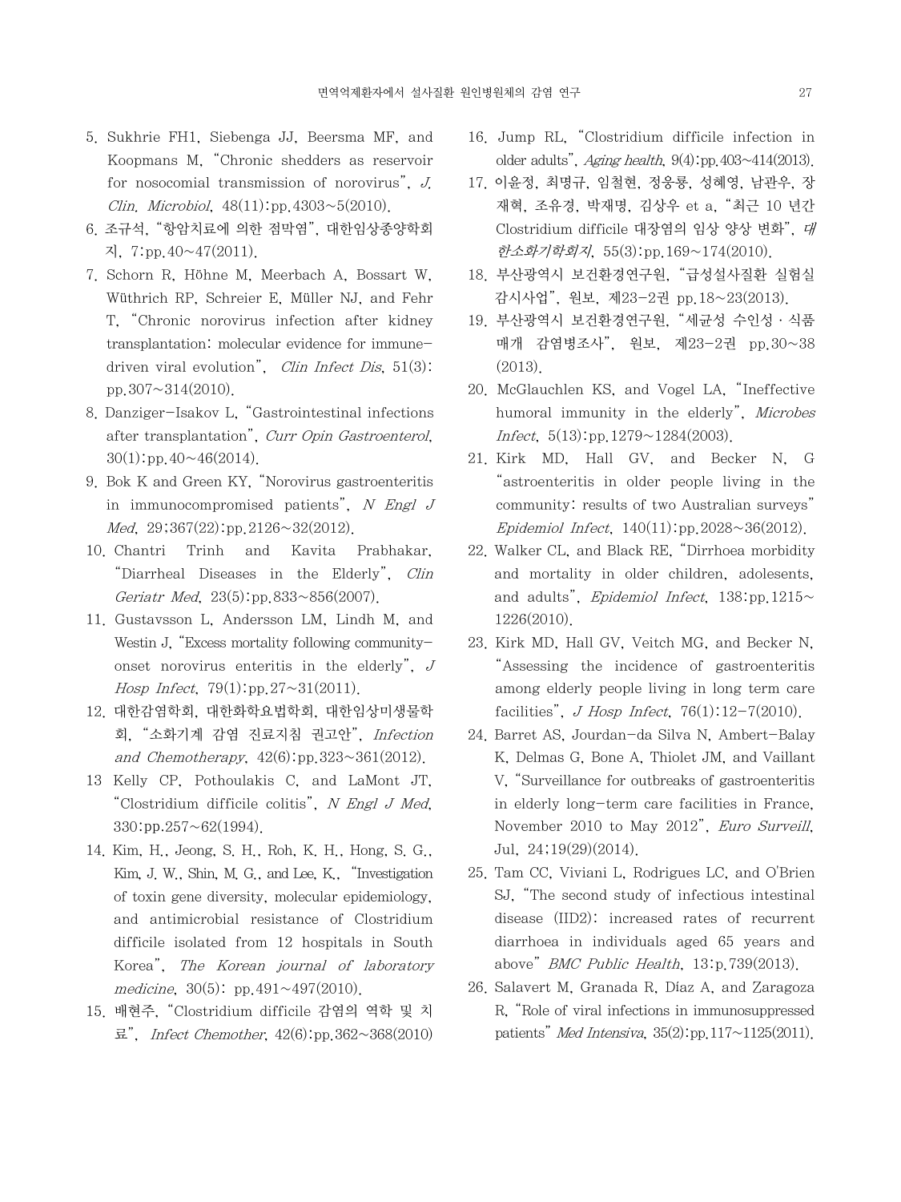5. Sukhrie FH1, Siebenga JJ, Beersma MF, and Koopmans M, "Chronic shedders as reservoir for nosocomial transmission of norovirus", *J. Clin. Microbiol*, 48(11):pp.4303~5(2010).
6. 조규석, "항암치료에 의한 점막염", 대한임상종양학회지, 7:pp.40~47(2011).
7. Schorn R, Höhne M, Meerbach A, Bossart W, Wüthrich RP, Schreier E, Müller NJ, and Fehr T, "Chronic norovirus infection after kidney transplantation: molecular evidence for immune-driven viral evolution", *Clin Infect Dis*, 51(3): pp.307~314(2010).
8. Danziger-Isakov L, "Gastrointestinal infections after transplantation", *Curr Opin Gastroenterol*, 30(1):pp.40~46(2014).
9. Bok K and Green KY, "Norovirus gastroenteritis in immunocompromised patients", *N Engl J Med*, 29;367(22):pp.2126~32(2012).
10. Chantri Trinh and Kavita Prabhakar, "Diarrheal Diseases in the Elderly", *Clin Geriatr Med*, 23(5):pp.833~856(2007).
11. Gustavsson L, Andersson LM, Lindh M, and Westin J, "Excess mortality following community-onset norovirus enteritis in the elderly", *J Hosp Infect*, 79(1):pp.27~31(2011).
12. 대한감염학회, 대한화학요법학회, 대한임상미생물학회, "소화기계 감염 진료지침 권고안", *Infection and Chemotherapy*, 42(6):pp.323~361(2012).
13 Kelly CP, Pothoulakis C, and LaMont JT, "Clostridium difficile colitis", *N Engl J Med*, 330:pp.257~62(1994).
14. Kim, H., Jeong, S. H., Roh, K. H., Hong, S. G., Kim, J. W., Shin, M. G., and Lee, K., "Investigation of toxin gene diversity, molecular epidemiology, and antimicrobial resistance of Clostridium difficile isolated from 12 hospitals in South Korea", *The Korean journal of laboratory medicine*, 30(5): pp.491~497(2010).
15. 배현주, "Clostridium difficile 감염의 역학 및 치료", *Infect Chemother*, 42(6):pp.362~368(2010)
16. Jump RL, "Clostridium difficile infection in older adults", *Aging health*, 9(4):pp.403~414(2013).
17. 이윤정, 최명규, 임철현, 정웅룡, 성혜영, 남관우, 장재혁, 조유경, 박재명, 김상우 et a, "최근 10 년간 Clostridium difficile 대장염의 임상 양상 변화", *대한소화기학회지*, 55(3):pp.169~174(2010).
18. 부산광역시 보건환경연구원, "급성설사질환 실험실 감시사업", 원보, 제23-2권 pp.18~23(2013).
19. 부산광역시 보건환경연구원, "세균성 수인성 · 식품매개 감염병조사", 원보, 제23-2권 pp.30~38 (2013).
20. McGlauchlen KS, and Vogel LA, "Ineffective humoral immunity in the elderly", *Microbes Infect*, 5(13):pp.1279~1284(2003).
21. Kirk MD, Hall GV, and Becker N, G "astroenteritis in older people living in the community: results of two Australian surveys" *Epidemiol Infect*, 140(11):pp.2028~36(2012).
22. Walker CL, and Black RE, "Dirrhoea morbidity and mortality in older children, adolesents, and adults", *Epidemiol Infect*, 138:pp.1215~1226(2010).
23. Kirk MD, Hall GV, Veitch MG, and Becker N, "Assessing the incidence of gastroenteritis among elderly people living in long term care facilities", *J Hosp Infect*, 76(1):12-7(2010).
24. Barret AS, Jourdan-da Silva N, Ambert-Balay K, Delmas G, Bone A, Thiolet JM, and Vaillant V, "Surveillance for outbreaks of gastroenteritis in elderly long-term care facilities in France, November 2010 to May 2012", *Euro Surveill*, Jul, 24;19(29)(2014).
25. Tam CC, Viviani L, Rodrigues LC, and O'Brien SJ, "The second study of infectious intestinal disease (IID2): increased rates of recurrent diarrhoea in individuals aged 65 years and above" *BMC Public Health*, 13:p.739(2013).
26. Salavert M, Granada R, Díaz A, and Zaragoza R, "Role of viral infections in immunosuppressed patients" *Med Intensiva*, 35(2):pp.117~1125(2011).